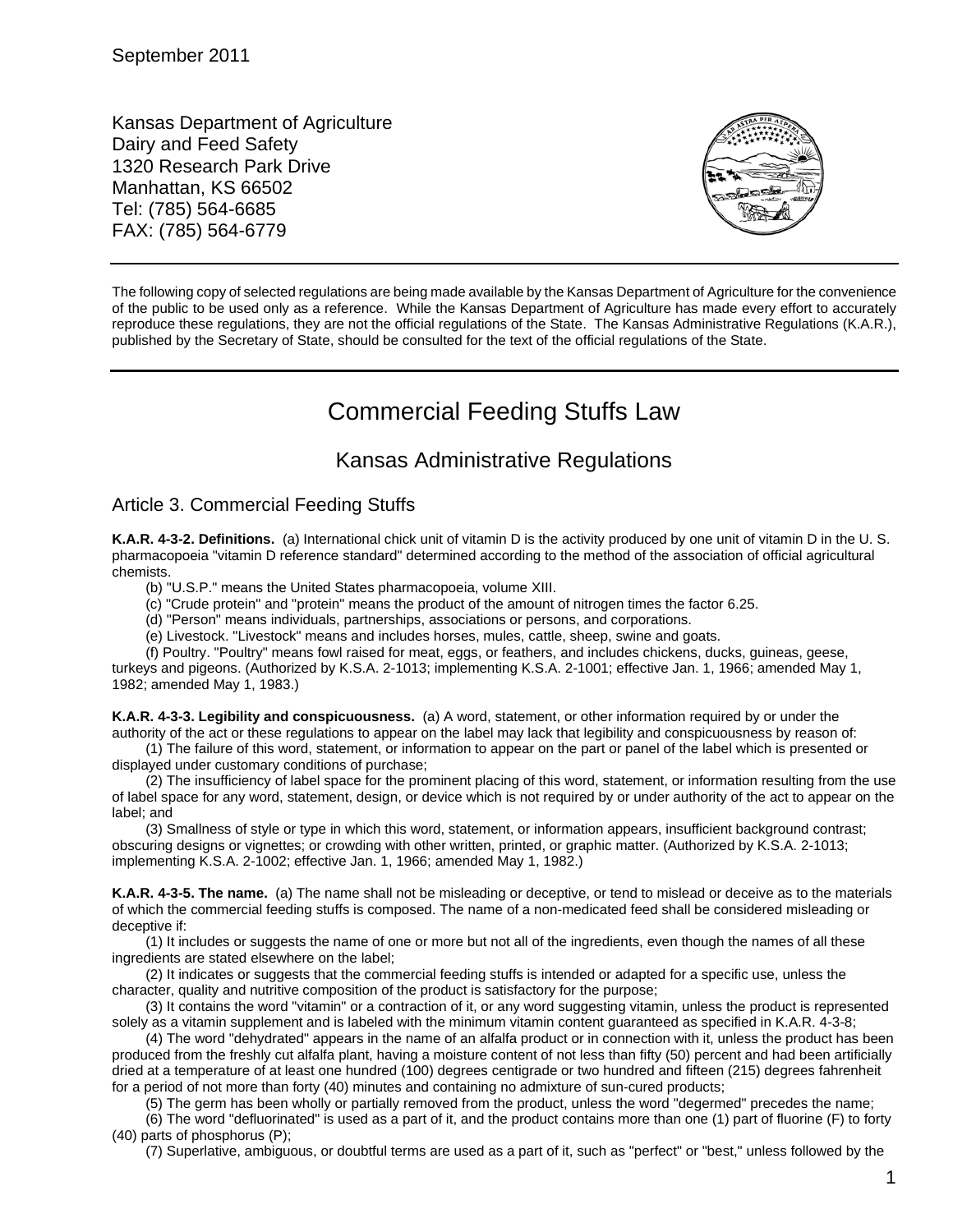September 2011

Kansas Department of Agriculture
Dairy and Feed Safety
1320 Research Park Drive
Manhattan, KS 66502
Tel: (785) 564-6685
FAX: (785) 564-6779

The following copy of selected regulations are being made available by the Kansas Department of Agriculture for the convenience of the public to be used only as a reference. While the Kansas Department of Agriculture has made every effort to accurately reproduce these regulations, they are not the official regulations of the State. The Kansas Administrative Regulations (K.A.R.), published by the Secretary of State, should be consulted for the text of the official regulations of the State.

# Commercial Feeding Stuffs Law

## Kansas Administrative Regulations

### Article 3. Commercial Feeding Stuffs

**K.A.R. 4-3-2. Definitions.** (a) International chick unit of vitamin D is the activity produced by one unit of vitamin D in the U. S. pharmacopoeia "vitamin D reference standard" determined according to the method of the association of official agricultural chemists.

(b) "U.S.P." means the United States pharmacopoeia, volume XIII.

(c) "Crude protein" and "protein" means the product of the amount of nitrogen times the factor 6.25.

(d) "Person" means individuals, partnerships, associations or persons, and corporations.

(e) Livestock. "Livestock" means and includes horses, mules, cattle, sheep, swine and goats.

(f) Poultry. "Poultry" means fowl raised for meat, eggs, or feathers, and includes chickens, ducks, guineas, geese, turkeys and pigeons. (Authorized by K.S.A. 2-1013; implementing K.S.A. 2-1001; effective Jan. 1, 1966; amended May 1, 1982; amended May 1, 1983.)

**K.A.R. 4-3-3. Legibility and conspicuousness.** (a) A word, statement, or other information required by or under the authority of the act or these regulations to appear on the label may lack that legibility and conspicuousness by reason of:

(1) The failure of this word, statement, or information to appear on the part or panel of the label which is presented or displayed under customary conditions of purchase;

(2) The insufficiency of label space for the prominent placing of this word, statement, or information resulting from the use of label space for any word, statement, design, or device which is not required by or under authority of the act to appear on the label; and

(3) Smallness of style or type in which this word, statement, or information appears, insufficient background contrast; obscuring designs or vignettes; or crowding with other written, printed, or graphic matter. (Authorized by K.S.A. 2-1013; implementing K.S.A. 2-1002; effective Jan. 1, 1966; amended May 1, 1982.)

**K.A.R. 4-3-5. The name.** (a) The name shall not be misleading or deceptive, or tend to mislead or deceive as to the materials of which the commercial feeding stuffs is composed. The name of a non-medicated feed shall be considered misleading or deceptive if:

(1) It includes or suggests the name of one or more but not all of the ingredients, even though the names of all these ingredients are stated elsewhere on the label;

(2) It indicates or suggests that the commercial feeding stuffs is intended or adapted for a specific use, unless the character, quality and nutritive composition of the product is satisfactory for the purpose;

(3) It contains the word "vitamin" or a contraction of it, or any word suggesting vitamin, unless the product is represented solely as a vitamin supplement and is labeled with the minimum vitamin content guaranteed as specified in K.A.R. 4-3-8;

(4) The word "dehydrated" appears in the name of an alfalfa product or in connection with it, unless the product has been produced from the freshly cut alfalfa plant, having a moisture content of not less than fifty (50) percent and had been artificially dried at a temperature of at least one hundred (100) degrees centigrade or two hundred and fifteen (215) degrees fahrenheit for a period of not more than forty (40) minutes and containing no admixture of sun-cured products;

(5) The germ has been wholly or partially removed from the product, unless the word "degermed" precedes the name;

(6) The word "defluorinated" is used as a part of it, and the product contains more than one (1) part of fluorine (F) to forty (40) parts of phosphorus (P);

(7) Superlative, ambiguous, or doubtful terms are used as a part of it, such as "perfect" or "best," unless followed by the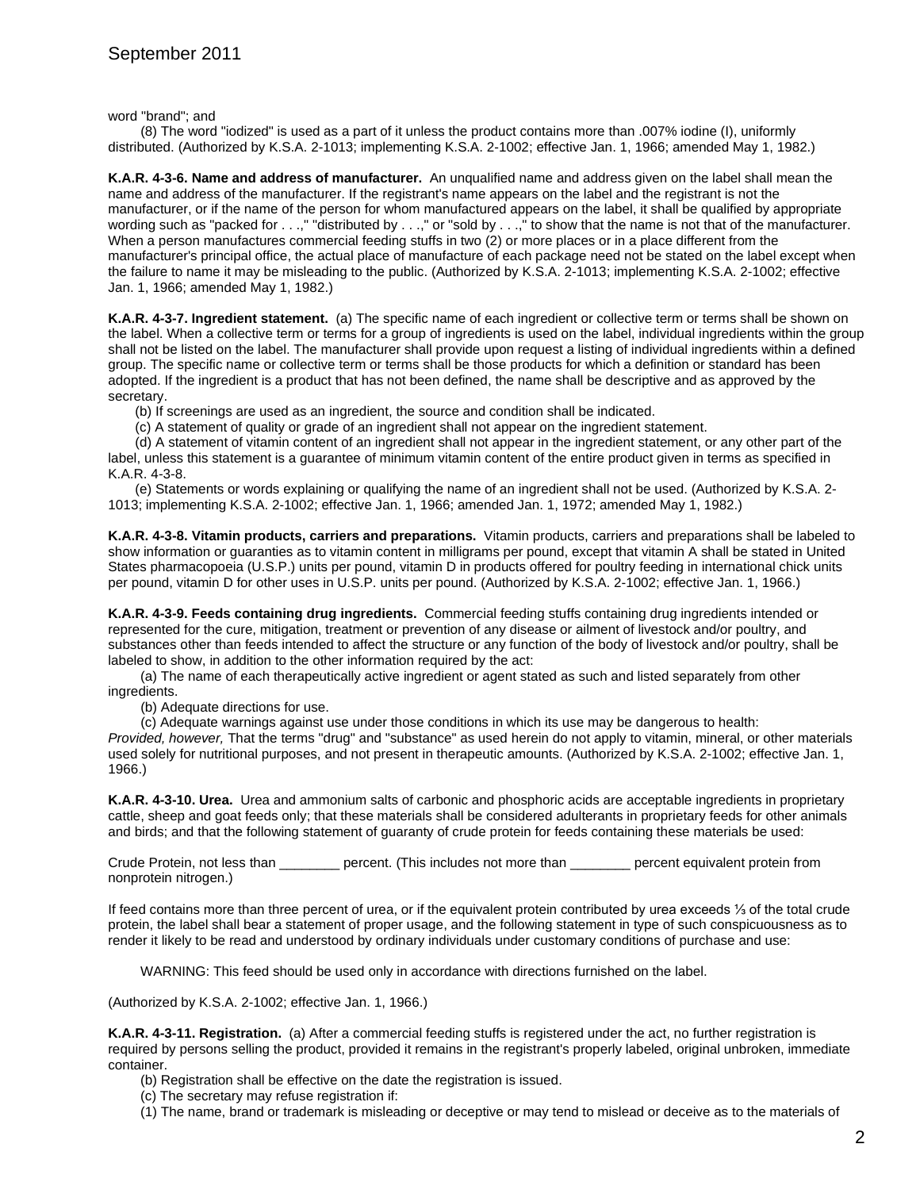word "brand"; and

(8) The word "iodized" is used as a part of it unless the product contains more than .007% iodine (I), uniformly distributed. (Authorized by K.S.A. 2-1013; implementing K.S.A. 2-1002; effective Jan. 1, 1966; amended May 1, 1982.)

**K.A.R. 4-3-6. Name and address of manufacturer.** An unqualified name and address given on the label shall mean the name and address of the manufacturer. If the registrant's name appears on the label and the registrant is not the manufacturer, or if the name of the person for whom manufactured appears on the label, it shall be qualified by appropriate wording such as "packed for . . .," "distributed by . . .," or "sold by . . .," to show that the name is not that of the manufacturer. When a person manufactures commercial feeding stuffs in two (2) or more places or in a place different from the manufacturer's principal office, the actual place of manufacture of each package need not be stated on the label except when the failure to name it may be misleading to the public. (Authorized by K.S.A. 2-1013; implementing K.S.A. 2-1002; effective Jan. 1, 1966; amended May 1, 1982.)

**K.A.R. 4-3-7. Ingredient statement.** (a) The specific name of each ingredient or collective term or terms shall be shown on the label. When a collective term or terms for a group of ingredients is used on the label, individual ingredients within the group shall not be listed on the label. The manufacturer shall provide upon request a listing of individual ingredients within a defined group. The specific name or collective term or terms shall be those products for which a definition or standard has been adopted. If the ingredient is a product that has not been defined, the name shall be descriptive and as approved by the secretary.

(b) If screenings are used as an ingredient, the source and condition shall be indicated.

(c) A statement of quality or grade of an ingredient shall not appear on the ingredient statement.

(d) A statement of vitamin content of an ingredient shall not appear in the ingredient statement, or any other part of the label, unless this statement is a guarantee of minimum vitamin content of the entire product given in terms as specified in K.A.R. 4-3-8.

(e) Statements or words explaining or qualifying the name of an ingredient shall not be used. (Authorized by K.S.A. 2-1013; implementing K.S.A. 2-1002; effective Jan. 1, 1966; amended Jan. 1, 1972; amended May 1, 1982.)

**K.A.R. 4-3-8. Vitamin products, carriers and preparations.** Vitamin products, carriers and preparations shall be labeled to show information or guaranties as to vitamin content in milligrams per pound, except that vitamin A shall be stated in United States pharmacopoeia (U.S.P.) units per pound, vitamin D in products offered for poultry feeding in international chick units per pound, vitamin D for other uses in U.S.P. units per pound. (Authorized by K.S.A. 2-1002; effective Jan. 1, 1966.)

**K.A.R. 4-3-9. Feeds containing drug ingredients.** Commercial feeding stuffs containing drug ingredients intended or represented for the cure, mitigation, treatment or prevention of any disease or ailment of livestock and/or poultry, and substances other than feeds intended to affect the structure or any function of the body of livestock and/or poultry, shall be labeled to show, in addition to the other information required by the act:

(a) The name of each therapeutically active ingredient or agent stated as such and listed separately from other ingredients.

(b) Adequate directions for use.

(c) Adequate warnings against use under those conditions in which its use may be dangerous to health: *Provided, however,* That the terms "drug" and "substance" as used herein do not apply to vitamin, mineral, or other materials used solely for nutritional purposes, and not present in therapeutic amounts. (Authorized by K.S.A. 2-1002; effective Jan. 1, 1966.)

**K.A.R. 4-3-10. Urea.** Urea and ammonium salts of carbonic and phosphoric acids are acceptable ingredients in proprietary cattle, sheep and goat feeds only; that these materials shall be considered adulterants in proprietary feeds for other animals and birds; and that the following statement of guaranty of crude protein for feeds containing these materials be used:

Crude Protein, not less than ________ percent. (This includes not more than ________ percent equivalent protein from nonprotein nitrogen.)

If feed contains more than three percent of urea, or if the equivalent protein contributed by urea exceeds ⅓ of the total crude protein, the label shall bear a statement of proper usage, and the following statement in type of such conspicuousness as to render it likely to be read and understood by ordinary individuals under customary conditions of purchase and use:

WARNING: This feed should be used only in accordance with directions furnished on the label.

(Authorized by K.S.A. 2-1002; effective Jan. 1, 1966.)

**K.A.R. 4-3-11. Registration.** (a) After a commercial feeding stuffs is registered under the act, no further registration is required by persons selling the product, provided it remains in the registrant's properly labeled, original unbroken, immediate container.

(b) Registration shall be effective on the date the registration is issued.

(c) The secretary may refuse registration if:

(1) The name, brand or trademark is misleading or deceptive or may tend to mislead or deceive as to the materials of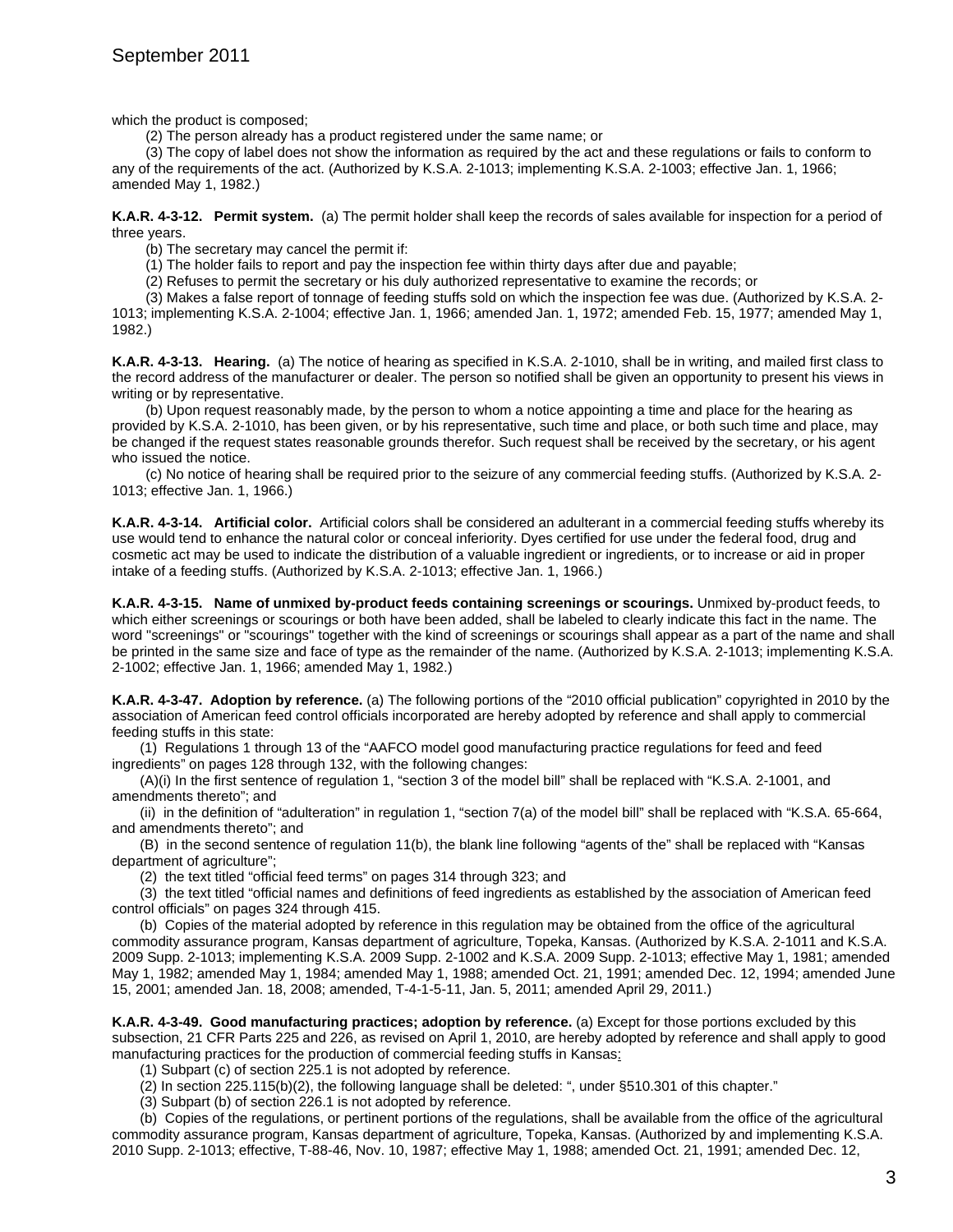which the product is composed;

(2) The person already has a product registered under the same name; or

(3) The copy of label does not show the information as required by the act and these regulations or fails to conform to any of the requirements of the act. (Authorized by K.S.A. 2-1013; implementing K.S.A. 2-1003; effective Jan. 1, 1966; amended May 1, 1982.)

**K.A.R. 4-3-12. Permit system.** (a) The permit holder shall keep the records of sales available for inspection for a period of three years.

(b) The secretary may cancel the permit if:

(1) The holder fails to report and pay the inspection fee within thirty days after due and payable;

(2) Refuses to permit the secretary or his duly authorized representative to examine the records; or

(3) Makes a false report of tonnage of feeding stuffs sold on which the inspection fee was due. (Authorized by K.S.A. 2-1013; implementing K.S.A. 2-1004; effective Jan. 1, 1966; amended Jan. 1, 1972; amended Feb. 15, 1977; amended May 1, 1982.)

**K.A.R. 4-3-13. Hearing.** (a) The notice of hearing as specified in K.S.A. 2-1010, shall be in writing, and mailed first class to the record address of the manufacturer or dealer. The person so notified shall be given an opportunity to present his views in writing or by representative.

(b) Upon request reasonably made, by the person to whom a notice appointing a time and place for the hearing as provided by K.S.A. 2-1010, has been given, or by his representative, such time and place, or both such time and place, may be changed if the request states reasonable grounds therefor. Such request shall be received by the secretary, or his agent who issued the notice.

(c) No notice of hearing shall be required prior to the seizure of any commercial feeding stuffs. (Authorized by K.S.A. 2-1013; effective Jan. 1, 1966.)

**K.A.R. 4-3-14. Artificial color.** Artificial colors shall be considered an adulterant in a commercial feeding stuffs whereby its use would tend to enhance the natural color or conceal inferiority. Dyes certified for use under the federal food, drug and cosmetic act may be used to indicate the distribution of a valuable ingredient or ingredients, or to increase or aid in proper intake of a feeding stuffs. (Authorized by K.S.A. 2-1013; effective Jan. 1, 1966.)

**K.A.R. 4-3-15. Name of unmixed by-product feeds containing screenings or scourings.** Unmixed by-product feeds, to which either screenings or scourings or both have been added, shall be labeled to clearly indicate this fact in the name. The word "screenings" or "scourings" together with the kind of screenings or scourings shall appear as a part of the name and shall be printed in the same size and face of type as the remainder of the name. (Authorized by K.S.A. 2-1013; implementing K.S.A. 2-1002; effective Jan. 1, 1966; amended May 1, 1982.)

**K.A.R. 4-3-47. Adoption by reference.** (a) The following portions of the "2010 official publication" copyrighted in 2010 by the association of American feed control officials incorporated are hereby adopted by reference and shall apply to commercial feeding stuffs in this state:

(1) Regulations 1 through 13 of the "AAFCO model good manufacturing practice regulations for feed and feed ingredients" on pages 128 through 132, with the following changes:

(A)(i) In the first sentence of regulation 1, "section 3 of the model bill" shall be replaced with "K.S.A. 2-1001, and amendments thereto"; and

(ii) in the definition of "adulteration" in regulation 1, "section 7(a) of the model bill" shall be replaced with "K.S.A. 65-664, and amendments thereto"; and

(B) in the second sentence of regulation 11(b), the blank line following "agents of the" shall be replaced with "Kansas department of agriculture";

(2) the text titled "official feed terms" on pages 314 through 323; and

(3) the text titled "official names and definitions of feed ingredients as established by the association of American feed control officials" on pages 324 through 415.

(b) Copies of the material adopted by reference in this regulation may be obtained from the office of the agricultural commodity assurance program, Kansas department of agriculture, Topeka, Kansas. (Authorized by K.S.A. 2-1011 and K.S.A. 2009 Supp. 2-1013; implementing K.S.A. 2009 Supp. 2-1002 and K.S.A. 2009 Supp. 2-1013; effective May 1, 1981; amended May 1, 1982; amended May 1, 1984; amended May 1, 1988; amended Oct. 21, 1991; amended Dec. 12, 1994; amended June 15, 2001; amended Jan. 18, 2008; amended, T-4-1-5-11, Jan. 5, 2011; amended April 29, 2011.)

**K.A.R. 4-3-49. Good manufacturing practices; adoption by reference.** (a) Except for those portions excluded by this subsection, 21 CFR Parts 225 and 226, as revised on April 1, 2010, are hereby adopted by reference and shall apply to good manufacturing practices for the production of commercial feeding stuffs in Kansas:

(1) Subpart (c) of section 225.1 is not adopted by reference.

(2) In section 225.115(b)(2), the following language shall be deleted: ", under §510.301 of this chapter."

(3) Subpart (b) of section 226.1 is not adopted by reference.

(b) Copies of the regulations, or pertinent portions of the regulations, shall be available from the office of the agricultural commodity assurance program, Kansas department of agriculture, Topeka, Kansas. (Authorized by and implementing K.S.A. 2010 Supp. 2-1013; effective, T-88-46, Nov. 10, 1987; effective May 1, 1988; amended Oct. 21, 1991; amended Dec. 12,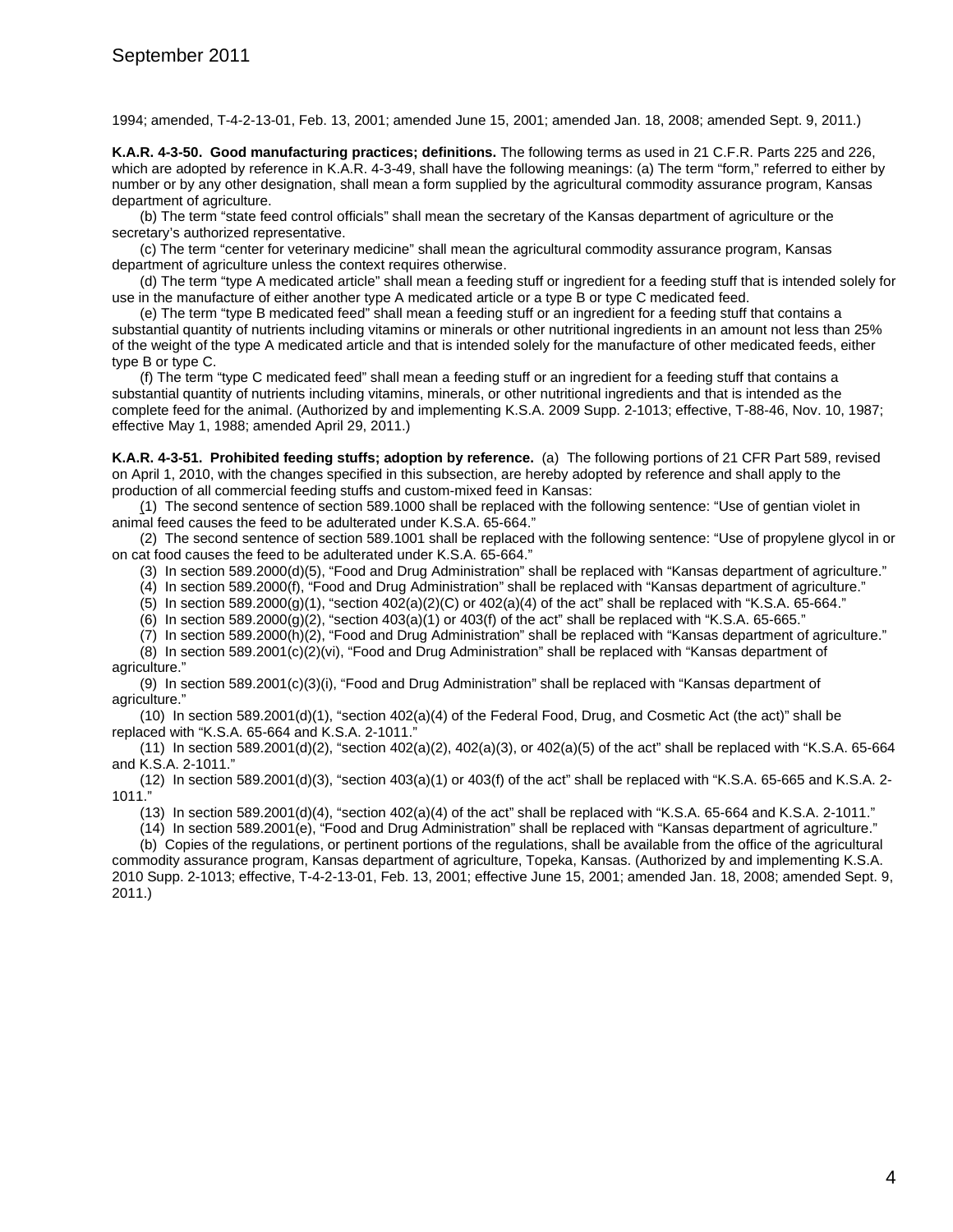1994; amended, T-4-2-13-01, Feb. 13, 2001; amended June 15, 2001; amended Jan. 18, 2008; amended Sept. 9, 2011.)

**K.A.R. 4-3-50. Good manufacturing practices; definitions.** The following terms as used in 21 C.F.R. Parts 225 and 226, which are adopted by reference in K.A.R. 4-3-49, shall have the following meanings: (a) The term "form," referred to either by number or by any other designation, shall mean a form supplied by the agricultural commodity assurance program, Kansas department of agriculture.

(b) The term "state feed control officials" shall mean the secretary of the Kansas department of agriculture or the secretary's authorized representative.

(c) The term "center for veterinary medicine" shall mean the agricultural commodity assurance program, Kansas department of agriculture unless the context requires otherwise.

(d) The term "type A medicated article" shall mean a feeding stuff or ingredient for a feeding stuff that is intended solely for use in the manufacture of either another type A medicated article or a type B or type C medicated feed.

(e) The term "type B medicated feed" shall mean a feeding stuff or an ingredient for a feeding stuff that contains a substantial quantity of nutrients including vitamins or minerals or other nutritional ingredients in an amount not less than 25% of the weight of the type A medicated article and that is intended solely for the manufacture of other medicated feeds, either type B or type C.

(f) The term "type C medicated feed" shall mean a feeding stuff or an ingredient for a feeding stuff that contains a substantial quantity of nutrients including vitamins, minerals, or other nutritional ingredients and that is intended as the complete feed for the animal. (Authorized by and implementing K.S.A. 2009 Supp. 2-1013; effective, T-88-46, Nov. 10, 1987; effective May 1, 1988; amended April 29, 2011.)

**K.A.R. 4-3-51. Prohibited feeding stuffs; adoption by reference.** (a) The following portions of 21 CFR Part 589, revised on April 1, 2010, with the changes specified in this subsection, are hereby adopted by reference and shall apply to the production of all commercial feeding stuffs and custom-mixed feed in Kansas:

(1) The second sentence of section 589.1000 shall be replaced with the following sentence: "Use of gentian violet in animal feed causes the feed to be adulterated under K.S.A. 65-664."

(2) The second sentence of section 589.1001 shall be replaced with the following sentence: "Use of propylene glycol in or on cat food causes the feed to be adulterated under K.S.A. 65-664."

(3) In section 589.2000(d)(5), "Food and Drug Administration" shall be replaced with "Kansas department of agriculture."

(4) In section 589.2000(f), "Food and Drug Administration" shall be replaced with "Kansas department of agriculture."

(5) In section 589.2000(g)(1), "section 402(a)(2)(C) or 402(a)(4) of the act" shall be replaced with "K.S.A. 65-664."

(6) In section 589.2000(g)(2), "section 403(a)(1) or 403(f) of the act" shall be replaced with "K.S.A. 65-665."

(7) In section 589.2000(h)(2), "Food and Drug Administration" shall be replaced with "Kansas department of agriculture."

(8) In section 589.2001(c)(2)(vi), "Food and Drug Administration" shall be replaced with "Kansas department of agriculture."

(9) In section 589.2001(c)(3)(i), "Food and Drug Administration" shall be replaced with "Kansas department of agriculture."

(10) In section 589.2001(d)(1), "section 402(a)(4) of the Federal Food, Drug, and Cosmetic Act (the act)" shall be replaced with "K.S.A. 65-664 and K.S.A. 2-1011."

(11) In section 589.2001(d)(2), "section 402(a)(2), 402(a)(3), or 402(a)(5) of the act" shall be replaced with "K.S.A. 65-664 and K.S.A. 2-1011."

(12) In section 589.2001(d)(3), "section 403(a)(1) or 403(f) of the act" shall be replaced with "K.S.A. 65-665 and K.S.A. 2-1011."

(13) In section 589.2001(d)(4), "section 402(a)(4) of the act" shall be replaced with "K.S.A. 65-664 and K.S.A. 2-1011."

(14) In section 589.2001(e), "Food and Drug Administration" shall be replaced with "Kansas department of agriculture."

(b) Copies of the regulations, or pertinent portions of the regulations, shall be available from the office of the agricultural commodity assurance program, Kansas department of agriculture, Topeka, Kansas. (Authorized by and implementing K.S.A. 2010 Supp. 2-1013; effective, T-4-2-13-01, Feb. 13, 2001; effective June 15, 2001; amended Jan. 18, 2008; amended Sept. 9, 2011.)